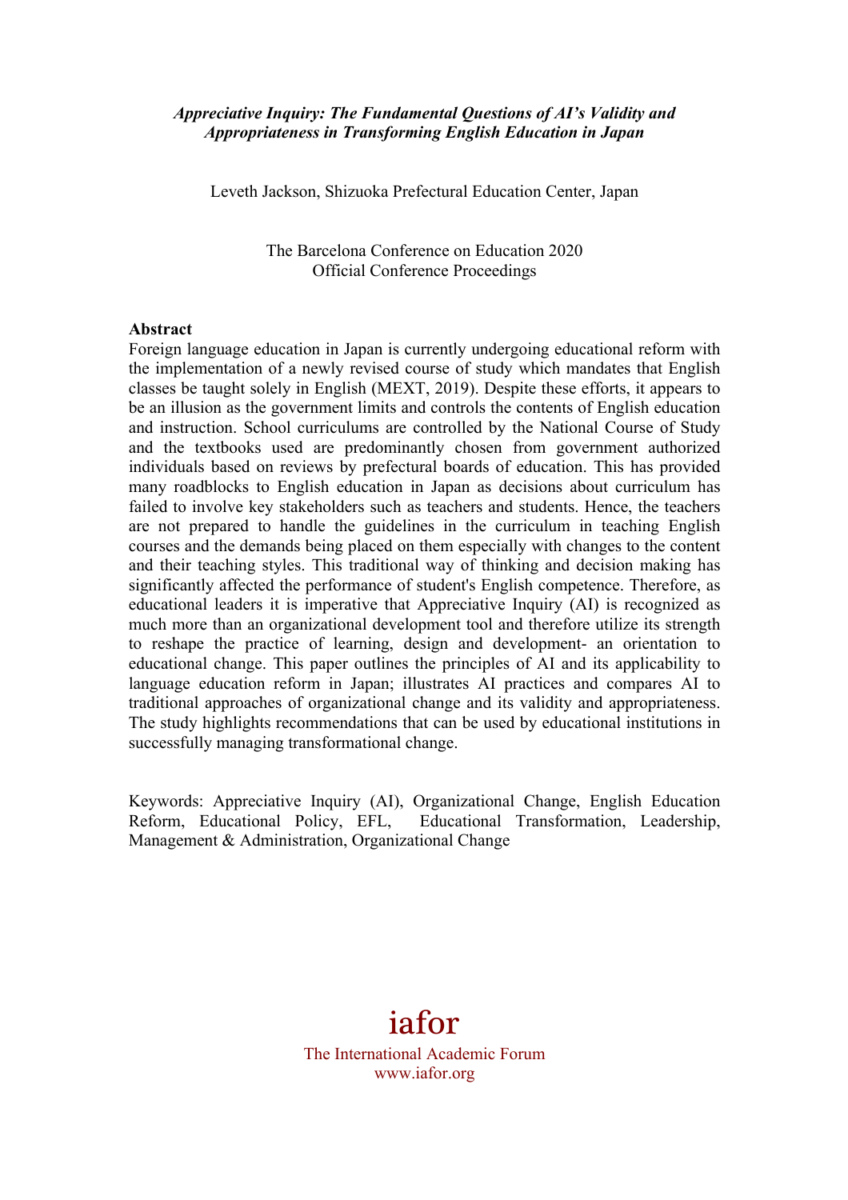# *Appreciative Inquiry: The Fundamental Questions of AI's Validity and Appropriateness in Transforming English Education in Japan*

Leveth Jackson, Shizuoka Prefectural Education Center, Japan

The Barcelona Conference on Education 2020
Official Conference Proceedings

**Abstract**

Foreign language education in Japan is currently undergoing educational reform with the implementation of a newly revised course of study which mandates that English classes be taught solely in English (MEXT, 2019). Despite these efforts, it appears to be an illusion as the government limits and controls the contents of English education and instruction. School curriculums are controlled by the National Course of Study and the textbooks used are predominantly chosen from government authorized individuals based on reviews by prefectural boards of education. This has provided many roadblocks to English education in Japan as decisions about curriculum has failed to involve key stakeholders such as teachers and students. Hence, the teachers are not prepared to handle the guidelines in the curriculum in teaching English courses and the demands being placed on them especially with changes to the content and their teaching styles. This traditional way of thinking and decision making has significantly affected the performance of student's English competence. Therefore, as educational leaders it is imperative that Appreciative Inquiry (AI) is recognized as much more than an organizational development tool and therefore utilize its strength to reshape the practice of learning, design and development- an orientation to educational change. This paper outlines the principles of AI and its applicability to language education reform in Japan; illustrates AI practices and compares AI to traditional approaches of organizational change and its validity and appropriateness. The study highlights recommendations that can be used by educational institutions in successfully managing transformational change.

Keywords: Appreciative Inquiry (AI), Organizational Change, English Education Reform, Educational Policy, EFL, Educational Transformation, Leadership, Management & Administration, Organizational Change

iafor

The International Academic Forum
www.iafor.org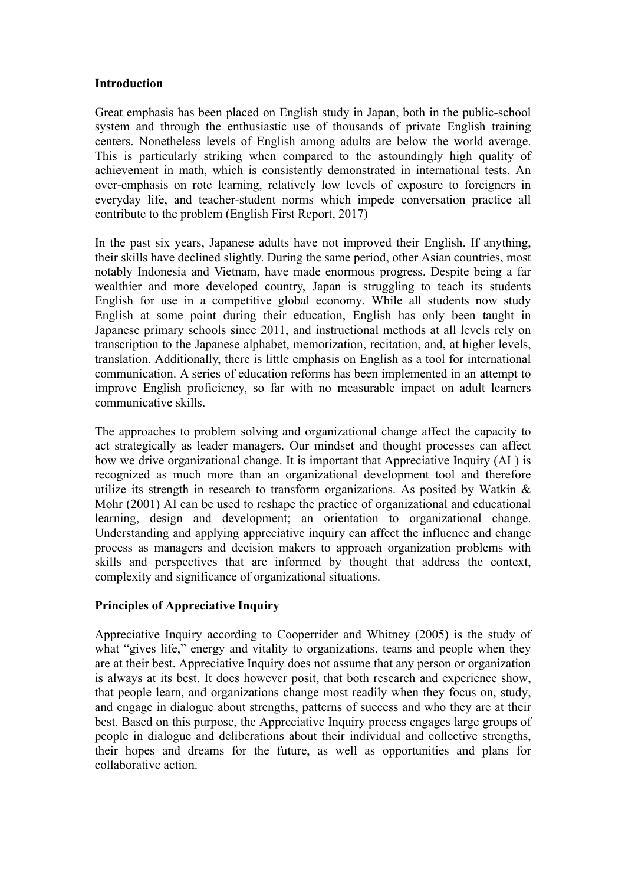**Introduction**

Great emphasis has been placed on English study in Japan, both in the public-school system and through the enthusiastic use of thousands of private English training centers. Nonetheless levels of English among adults are below the world average. This is particularly striking when compared to the astoundingly high quality of achievement in math, which is consistently demonstrated in international tests. An over-emphasis on rote learning, relatively low levels of exposure to foreigners in everyday life, and teacher-student norms which impede conversation practice all contribute to the problem (English First Report, 2017)

In the past six years, Japanese adults have not improved their English. If anything, their skills have declined slightly. During the same period, other Asian countries, most notably Indonesia and Vietnam, have made enormous progress. Despite being a far wealthier and more developed country, Japan is struggling to teach its students English for use in a competitive global economy. While all students now study English at some point during their education, English has only been taught in Japanese primary schools since 2011, and instructional methods at all levels rely on transcription to the Japanese alphabet, memorization, recitation, and, at higher levels, translation. Additionally, there is little emphasis on English as a tool for international communication. A series of education reforms has been implemented in an attempt to improve English proficiency, so far with no measurable impact on adult learners communicative skills.

The approaches to problem solving and organizational change affect the capacity to act strategically as leader managers. Our mindset and thought processes can affect how we drive organizational change. It is important that Appreciative Inquiry (AI ) is recognized as much more than an organizational development tool and therefore utilize its strength in research to transform organizations. As posited by Watkin & Mohr (2001) AI can be used to reshape the practice of organizational and educational learning, design and development; an orientation to organizational change. Understanding and applying appreciative inquiry can affect the influence and change process as managers and decision makers to approach organization problems with skills and perspectives that are informed by thought that address the context, complexity and significance of organizational situations.

**Principles of Appreciative Inquiry**

Appreciative Inquiry according to Cooperrider and Whitney (2005) is the study of what "gives life," energy and vitality to organizations, teams and people when they are at their best. Appreciative Inquiry does not assume that any person or organization is always at its best. It does however posit, that both research and experience show, that people learn, and organizations change most readily when they focus on, study, and engage in dialogue about strengths, patterns of success and who they are at their best. Based on this purpose, the Appreciative Inquiry process engages large groups of people in dialogue and deliberations about their individual and collective strengths, their hopes and dreams for the future, as well as opportunities and plans for collaborative action.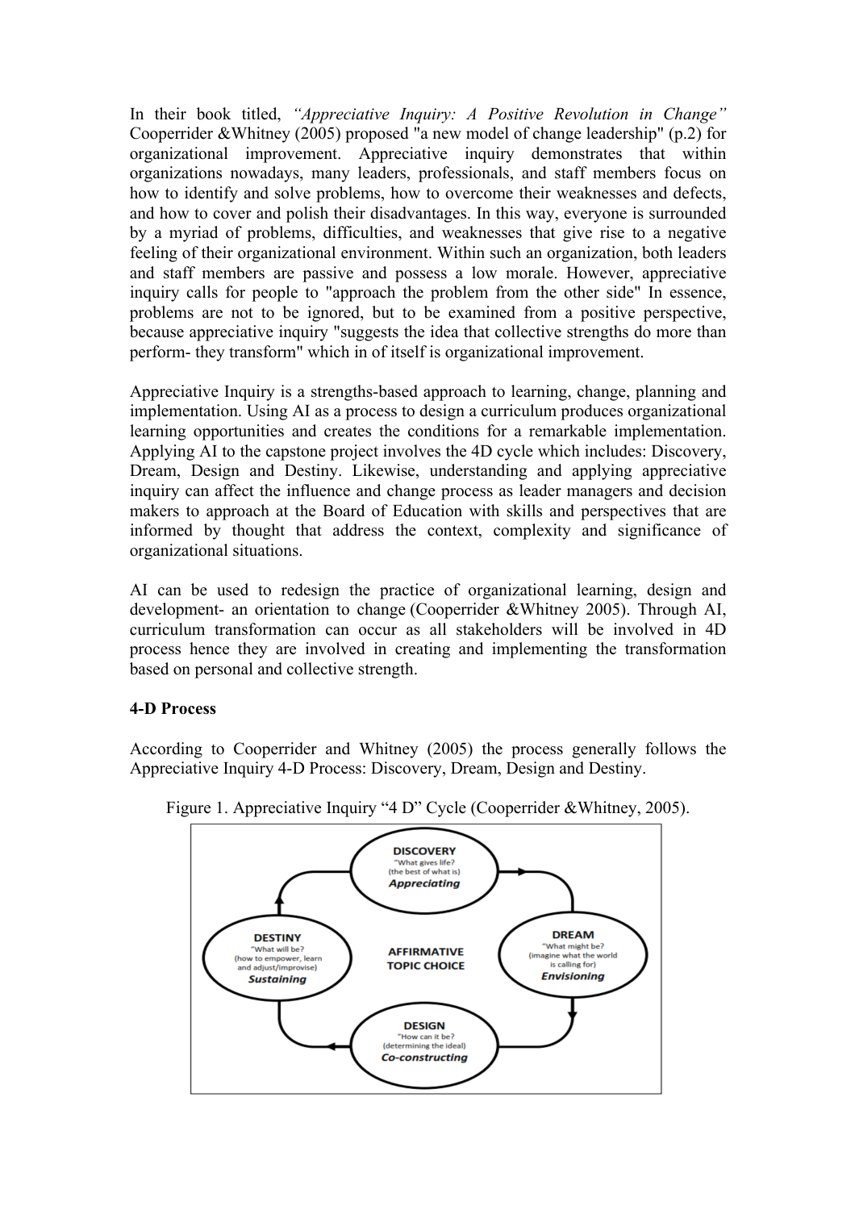In their book titled, *"Appreciative Inquiry: A Positive Revolution in Change"* Cooperrider &Whitney (2005) proposed "a new model of change leadership" (p.2) for organizational improvement. Appreciative inquiry demonstrates that within organizations nowadays, many leaders, professionals, and staff members focus on how to identify and solve problems, how to overcome their weaknesses and defects, and how to cover and polish their disadvantages. In this way, everyone is surrounded by a myriad of problems, difficulties, and weaknesses that give rise to a negative feeling of their organizational environment. Within such an organization, both leaders and staff members are passive and possess a low morale. However, appreciative inquiry calls for people to "approach the problem from the other side" In essence, problems are not to be ignored, but to be examined from a positive perspective, because appreciative inquiry "suggests the idea that collective strengths do more than perform- they transform" which in of itself is organizational improvement.

Appreciative Inquiry is a strengths-based approach to learning, change, planning and implementation. Using AI as a process to design a curriculum produces organizational learning opportunities and creates the conditions for a remarkable implementation. Applying AI to the capstone project involves the 4D cycle which includes: Discovery, Dream, Design and Destiny. Likewise, understanding and applying appreciative inquiry can affect the influence and change process as leader managers and decision makers to approach at the Board of Education with skills and perspectives that are informed by thought that address the context, complexity and significance of organizational situations.

AI can be used to redesign the practice of organizational learning, design and development- an orientation to change (Cooperrider &Whitney 2005). Through AI, curriculum transformation can occur as all stakeholders will be involved in 4D process hence they are involved in creating and implementing the transformation based on personal and collective strength.

**4-D Process**

According to Cooperrider and Whitney (2005) the process generally follows the Appreciative Inquiry 4-D Process: Discovery, Dream, Design and Destiny.

Figure 1. Appreciative Inquiry "4 D" Cycle (Cooperrider &Whitney, 2005).

DISCOVERY
"What gives life?
(the best of what is)
*Appreciating*

DREAM
"What might be?
(imagine what the world is calling for)
*Envisioning*

DESIGN
"How can it be?
(determining the ideal)
*Co-constructing*

DESTINY
"What will be?
(how to empower, learn and adjust/improvise)
*Sustaining*

AFFIRMATIVE TOPIC CHOICE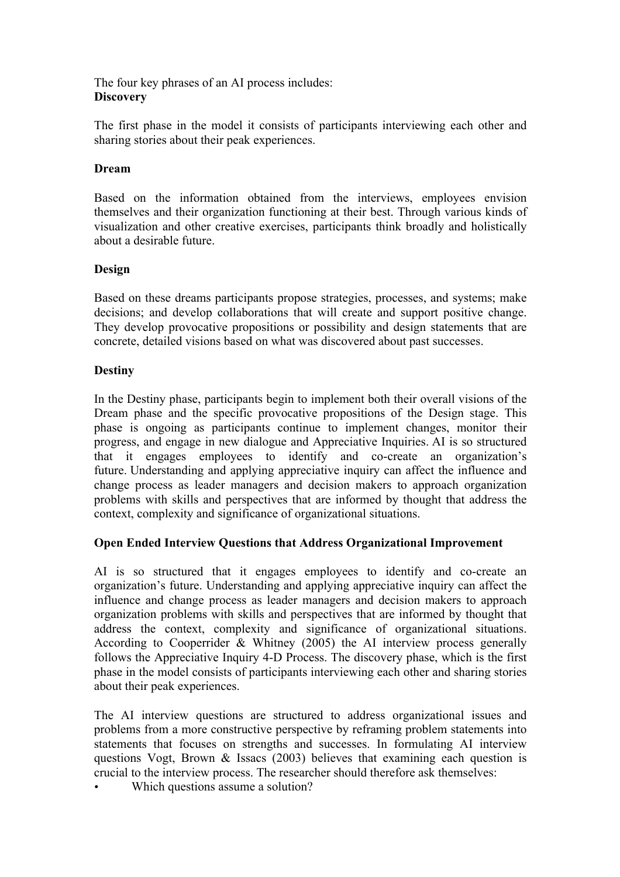The four key phrases of an AI process includes:

**Discovery**

The first phase in the model it consists of participants interviewing each other and sharing stories about their peak experiences.

**Dream**

Based on the information obtained from the interviews, employees envision themselves and their organization functioning at their best. Through various kinds of visualization and other creative exercises, participants think broadly and holistically about a desirable future.

**Design**

Based on these dreams participants propose strategies, processes, and systems; make decisions; and develop collaborations that will create and support positive change. They develop provocative propositions or possibility and design statements that are concrete, detailed visions based on what was discovered about past successes.

**Destiny**

In the Destiny phase, participants begin to implement both their overall visions of the Dream phase and the specific provocative propositions of the Design stage. This phase is ongoing as participants continue to implement changes, monitor their progress, and engage in new dialogue and Appreciative Inquiries. AI is so structured that it engages employees to identify and co-create an organization's future. Understanding and applying appreciative inquiry can affect the influence and change process as leader managers and decision makers to approach organization problems with skills and perspectives that are informed by thought that address the context, complexity and significance of organizational situations.

**Open Ended Interview Questions that Address Organizational Improvement**

AI is so structured that it engages employees to identify and co-create an organization's future. Understanding and applying appreciative inquiry can affect the influence and change process as leader managers and decision makers to approach organization problems with skills and perspectives that are informed by thought that address the context, complexity and significance of organizational situations. According to Cooperrider & Whitney (2005) the AI interview process generally follows the Appreciative Inquiry 4-D Process. The discovery phase, which is the first phase in the model consists of participants interviewing each other and sharing stories about their peak experiences.

The AI interview questions are structured to address organizational issues and problems from a more constructive perspective by reframing problem statements into statements that focuses on strengths and successes. In formulating AI interview questions Vogt, Brown & Issacs (2003) believes that examining each question is crucial to the interview process. The researcher should therefore ask themselves:

- Which questions assume a solution?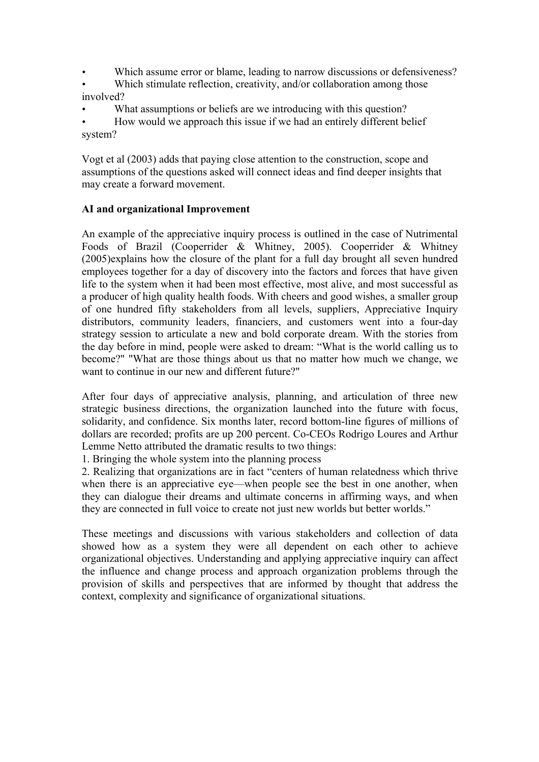- Which assume error or blame, leading to narrow discussions or defensiveness?
- Which stimulate reflection, creativity, and/or collaboration among those involved?
- What assumptions or beliefs are we introducing with this question?
- How would we approach this issue if we had an entirely different belief system?

Vogt et al (2003) adds that paying close attention to the construction, scope and assumptions of the questions asked will connect ideas and find deeper insights that may create a forward movement.

**AI and organizational Improvement**

An example of the appreciative inquiry process is outlined in the case of Nutrimental Foods of Brazil (Cooperrider & Whitney, 2005). Cooperrider & Whitney (2005)explains how the closure of the plant for a full day brought all seven hundred employees together for a day of discovery into the factors and forces that have given life to the system when it had been most effective, most alive, and most successful as a producer of high quality health foods. With cheers and good wishes, a smaller group of one hundred fifty stakeholders from all levels, suppliers, Appreciative Inquiry distributors, community leaders, financiers, and customers went into a four-day strategy session to articulate a new and bold corporate dream. With the stories from the day before in mind, people were asked to dream: "What is the world calling us to become?" "What are those things about us that no matter how much we change, we want to continue in our new and different future?"

After four days of appreciative analysis, planning, and articulation of three new strategic business directions, the organization launched into the future with focus, solidarity, and confidence. Six months later, record bottom-line figures of millions of dollars are recorded; profits are up 200 percent. Co-CEOs Rodrigo Loures and Arthur Lemme Netto attributed the dramatic results to two things:

1. Bringing the whole system into the planning process
2. Realizing that organizations are in fact "centers of human relatedness which thrive when there is an appreciative eye—when people see the best in one another, when they can dialogue their dreams and ultimate concerns in affirming ways, and when they are connected in full voice to create not just new worlds but better worlds."

These meetings and discussions with various stakeholders and collection of data showed how as a system they were all dependent on each other to achieve organizational objectives. Understanding and applying appreciative inquiry can affect the influence and change process and approach organization problems through the provision of skills and perspectives that are informed by thought that address the context, complexity and significance of organizational situations.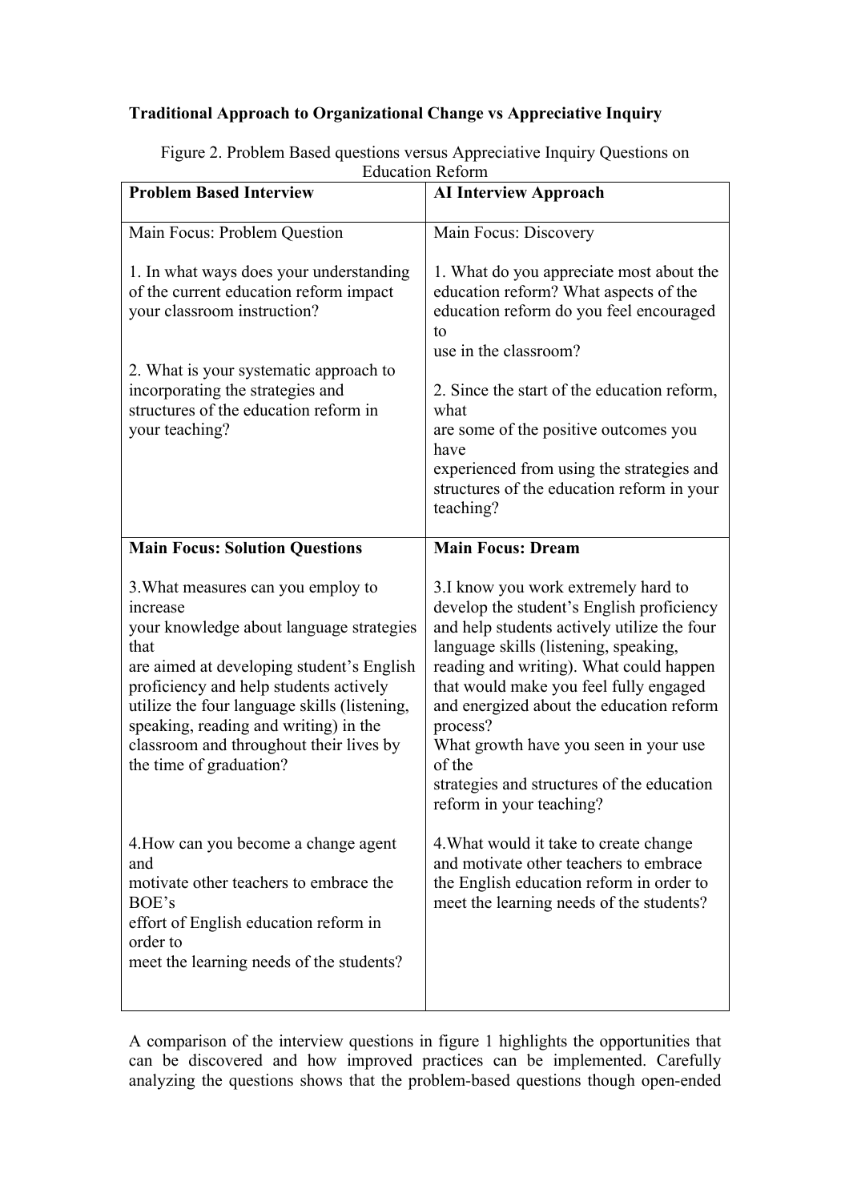**Traditional Approach to Organizational Change vs Appreciative Inquiry**

Figure 2. Problem Based questions versus Appreciative Inquiry Questions on Education Reform

| **Problem Based Interview** | **AI Interview Approach** |
|---|---|
| Main Focus: Problem Question<br><br>1. In what ways does your understanding of the current education reform impact your classroom instruction?<br><br>2. What is your systematic approach to incorporating the strategies and structures of the education reform in your teaching? | Main Focus: Discovery<br><br>1. What do you appreciate most about the education reform? What aspects of the education reform do you feel encouraged to use in the classroom?<br><br>2. Since the start of the education reform, what are some of the positive outcomes you have experienced from using the strategies and structures of the education reform in your teaching? |
| **Main Focus: Solution Questions**<br><br>3.What measures can you employ to increase your knowledge about language strategies that are aimed at developing student's English proficiency and help students actively utilize the four language skills (listening, speaking, reading and writing) in the classroom and throughout their lives by the time of graduation?<br><br>4.How can you become a change agent and motivate other teachers to embrace the BOE's effort of English education reform in order to meet the learning needs of the students? | **Main Focus: Dream**<br><br>3.I know you work extremely hard to develop the student's English proficiency and help students actively utilize the four language skills (listening, speaking, reading and writing). What could happen that would make you feel fully engaged and energized about the education reform process?<br>What growth have you seen in your use of the strategies and structures of the education reform in your teaching?<br><br>4.What would it take to create change and motivate other teachers to embrace the English education reform in order to meet the learning needs of the students? |

A comparison of the interview questions in figure 1 highlights the opportunities that can be discovered and how improved practices can be implemented. Carefully analyzing the questions shows that the problem-based questions though open-ended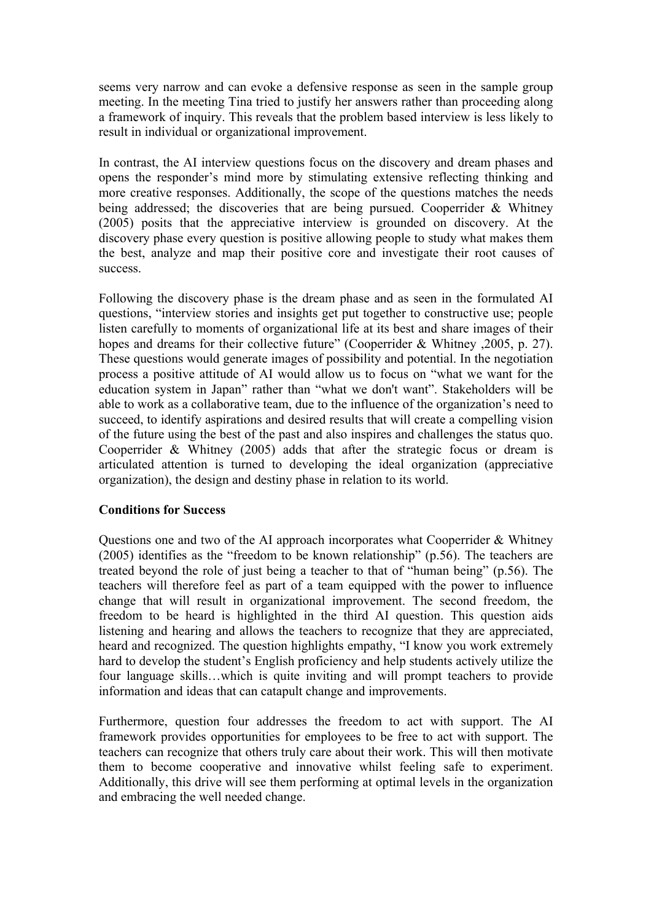seems very narrow and can evoke a defensive response as seen in the sample group meeting. In the meeting Tina tried to justify her answers rather than proceeding along a framework of inquiry. This reveals that the problem based interview is less likely to result in individual or organizational improvement.

In contrast, the AI interview questions focus on the discovery and dream phases and opens the responder's mind more by stimulating extensive reflecting thinking and more creative responses. Additionally, the scope of the questions matches the needs being addressed; the discoveries that are being pursued. Cooperrider & Whitney (2005) posits that the appreciative interview is grounded on discovery. At the discovery phase every question is positive allowing people to study what makes them the best, analyze and map their positive core and investigate their root causes of success.

Following the discovery phase is the dream phase and as seen in the formulated AI questions, "interview stories and insights get put together to constructive use; people listen carefully to moments of organizational life at its best and share images of their hopes and dreams for their collective future" (Cooperrider & Whitney ,2005, p. 27). These questions would generate images of possibility and potential. In the negotiation process a positive attitude of AI would allow us to focus on "what we want for the education system in Japan" rather than "what we don't want". Stakeholders will be able to work as a collaborative team, due to the influence of the organization's need to succeed, to identify aspirations and desired results that will create a compelling vision of the future using the best of the past and also inspires and challenges the status quo. Cooperrider & Whitney (2005) adds that after the strategic focus or dream is articulated attention is turned to developing the ideal organization (appreciative organization), the design and destiny phase in relation to its world.

**Conditions for Success**

Questions one and two of the AI approach incorporates what Cooperrider & Whitney (2005) identifies as the "freedom to be known relationship" (p.56). The teachers are treated beyond the role of just being a teacher to that of "human being" (p.56). The teachers will therefore feel as part of a team equipped with the power to influence change that will result in organizational improvement. The second freedom, the freedom to be heard is highlighted in the third AI question. This question aids listening and hearing and allows the teachers to recognize that they are appreciated, heard and recognized. The question highlights empathy, "I know you work extremely hard to develop the student's English proficiency and help students actively utilize the four language skills…which is quite inviting and will prompt teachers to provide information and ideas that can catapult change and improvements.

Furthermore, question four addresses the freedom to act with support. The AI framework provides opportunities for employees to be free to act with support. The teachers can recognize that others truly care about their work. This will then motivate them to become cooperative and innovative whilst feeling safe to experiment. Additionally, this drive will see them performing at optimal levels in the organization and embracing the well needed change.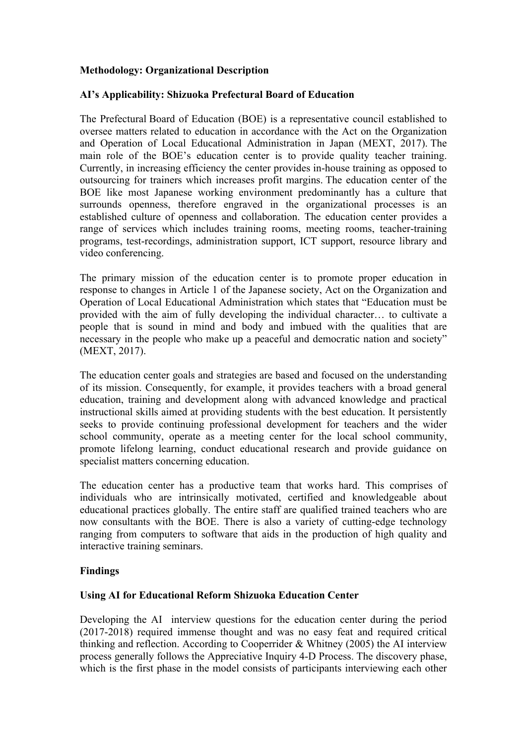**Methodology: Organizational Description**

**AI's Applicability: Shizuoka Prefectural Board of Education**

The Prefectural Board of Education (BOE) is a representative council established to oversee matters related to education in accordance with the Act on the Organization and Operation of Local Educational Administration in Japan (MEXT, 2017). The main role of the BOE's education center is to provide quality teacher training. Currently, in increasing efficiency the center provides in-house training as opposed to outsourcing for trainers which increases profit margins. The education center of the BOE like most Japanese working environment predominantly has a culture that surrounds openness, therefore engraved in the organizational processes is an established culture of openness and collaboration. The education center provides a range of services which includes training rooms, meeting rooms, teacher-training programs, test-recordings, administration support, ICT support, resource library and video conferencing.

The primary mission of the education center is to promote proper education in response to changes in Article 1 of the Japanese society, Act on the Organization and Operation of Local Educational Administration which states that "Education must be provided with the aim of fully developing the individual character… to cultivate a people that is sound in mind and body and imbued with the qualities that are necessary in the people who make up a peaceful and democratic nation and society" (MEXT, 2017).

The education center goals and strategies are based and focused on the understanding of its mission. Consequently, for example, it provides teachers with a broad general education, training and development along with advanced knowledge and practical instructional skills aimed at providing students with the best education. It persistently seeks to provide continuing professional development for teachers and the wider school community, operate as a meeting center for the local school community, promote lifelong learning, conduct educational research and provide guidance on specialist matters concerning education.

The education center has a productive team that works hard. This comprises of individuals who are intrinsically motivated, certified and knowledgeable about educational practices globally. The entire staff are qualified trained teachers who are now consultants with the BOE. There is also a variety of cutting-edge technology ranging from computers to software that aids in the production of high quality and interactive training seminars.

**Findings**

**Using AI for Educational Reform Shizuoka Education Center**

Developing the AI interview questions for the education center during the period (2017-2018) required immense thought and was no easy feat and required critical thinking and reflection. According to Cooperrider & Whitney (2005) the AI interview process generally follows the Appreciative Inquiry 4-D Process. The discovery phase, which is the first phase in the model consists of participants interviewing each other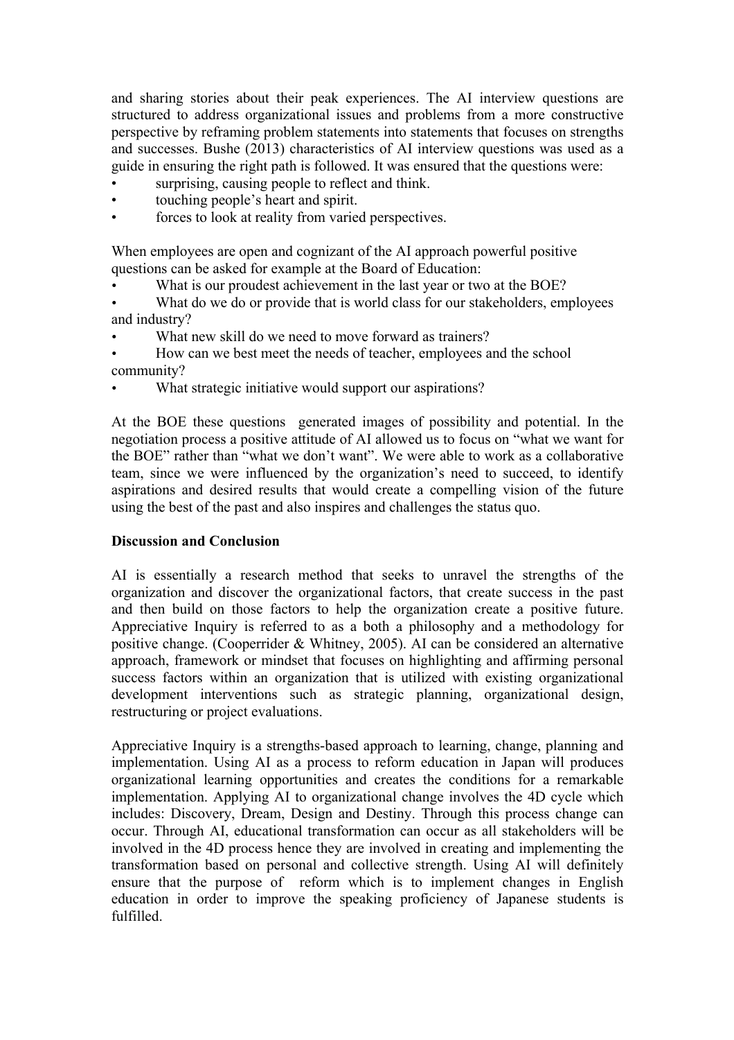and sharing stories about their peak experiences. The AI interview questions are structured to address organizational issues and problems from a more constructive perspective by reframing problem statements into statements that focuses on strengths and successes. Bushe (2013) characteristics of AI interview questions was used as a guide in ensuring the right path is followed. It was ensured that the questions were:

- surprising, causing people to reflect and think.
- touching people's heart and spirit.
- forces to look at reality from varied perspectives.

When employees are open and cognizant of the AI approach powerful positive questions can be asked for example at the Board of Education:

- What is our proudest achievement in the last year or two at the BOE?
- What do we do or provide that is world class for our stakeholders, employees and industry?
- What new skill do we need to move forward as trainers?
- How can we best meet the needs of teacher, employees and the school community?
- What strategic initiative would support our aspirations?

At the BOE these questions generated images of possibility and potential. In the negotiation process a positive attitude of AI allowed us to focus on "what we want for the BOE" rather than "what we don't want". We were able to work as a collaborative team, since we were influenced by the organization's need to succeed, to identify aspirations and desired results that would create a compelling vision of the future using the best of the past and also inspires and challenges the status quo.

**Discussion and Conclusion**

AI is essentially a research method that seeks to unravel the strengths of the organization and discover the organizational factors, that create success in the past and then build on those factors to help the organization create a positive future. Appreciative Inquiry is referred to as a both a philosophy and a methodology for positive change. (Cooperrider & Whitney, 2005). AI can be considered an alternative approach, framework or mindset that focuses on highlighting and affirming personal success factors within an organization that is utilized with existing organizational development interventions such as strategic planning, organizational design, restructuring or project evaluations.

Appreciative Inquiry is a strengths-based approach to learning, change, planning and implementation. Using AI as a process to reform education in Japan will produces organizational learning opportunities and creates the conditions for a remarkable implementation. Applying AI to organizational change involves the 4D cycle which includes: Discovery, Dream, Design and Destiny. Through this process change can occur. Through AI, educational transformation can occur as all stakeholders will be involved in the 4D process hence they are involved in creating and implementing the transformation based on personal and collective strength. Using AI will definitely ensure that the purpose of reform which is to implement changes in English education in order to improve the speaking proficiency of Japanese students is fulfilled.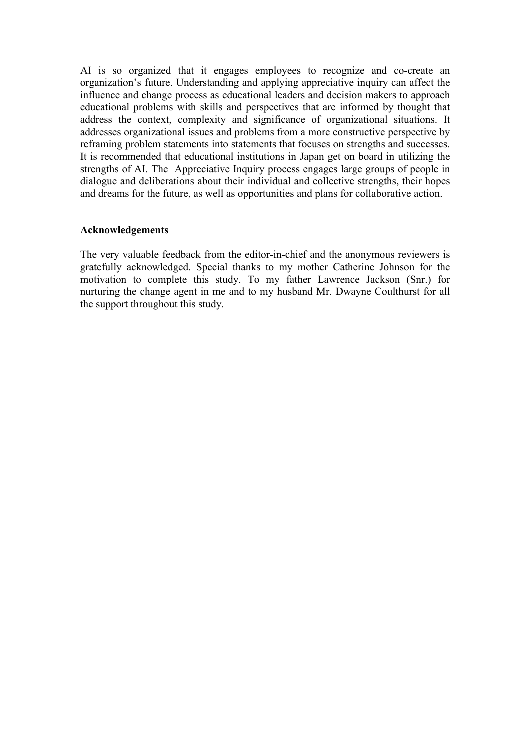AI is so organized that it engages employees to recognize and co-create an organization's future. Understanding and applying appreciative inquiry can affect the influence and change process as educational leaders and decision makers to approach educational problems with skills and perspectives that are informed by thought that address the context, complexity and significance of organizational situations. It addresses organizational issues and problems from a more constructive perspective by reframing problem statements into statements that focuses on strengths and successes. It is recommended that educational institutions in Japan get on board in utilizing the strengths of AI. The Appreciative Inquiry process engages large groups of people in dialogue and deliberations about their individual and collective strengths, their hopes and dreams for the future, as well as opportunities and plans for collaborative action.

**Acknowledgements**

The very valuable feedback from the editor-in-chief and the anonymous reviewers is gratefully acknowledged. Special thanks to my mother Catherine Johnson for the motivation to complete this study. To my father Lawrence Jackson (Snr.) for nurturing the change agent in me and to my husband Mr. Dwayne Coulthurst for all the support throughout this study.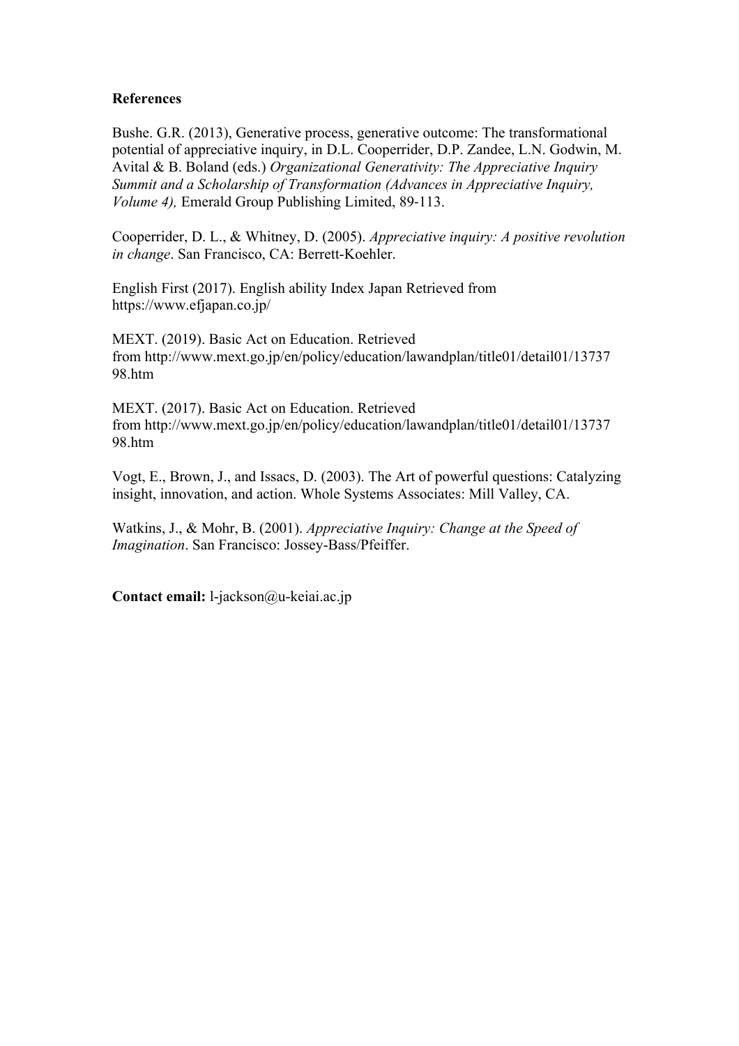**References**

Bushe. G.R. (2013), Generative process, generative outcome: The transformational potential of appreciative inquiry, in D.L. Cooperrider, D.P. Zandee, L.N. Godwin, M. Avital & B. Boland (eds.) *Organizational Generativity: The Appreciative Inquiry Summit and a Scholarship of Transformation (Advances in Appreciative Inquiry, Volume 4),* Emerald Group Publishing Limited, 89-113.

Cooperrider, D. L., & Whitney, D. (2005). *Appreciative inquiry: A positive revolution in change*. San Francisco, CA: Berrett-Koehler.

English First (2017). English ability Index Japan Retrieved from https://www.efjapan.co.jp/

MEXT. (2019). Basic Act on Education. Retrieved from http://www.mext.go.jp/en/policy/education/lawandplan/title01/detail01/1373798.htm

MEXT. (2017). Basic Act on Education. Retrieved from http://www.mext.go.jp/en/policy/education/lawandplan/title01/detail01/1373798.htm

Vogt, E., Brown, J., and Issacs, D. (2003). The Art of powerful questions: Catalyzing insight, innovation, and action. Whole Systems Associates: Mill Valley, CA.

Watkins, J., & Mohr, B. (2001). *Appreciative Inquiry: Change at the Speed of Imagination*. San Francisco: Jossey-Bass/Pfeiffer.

**Contact email:** l-jackson@u-keiai.ac.jp